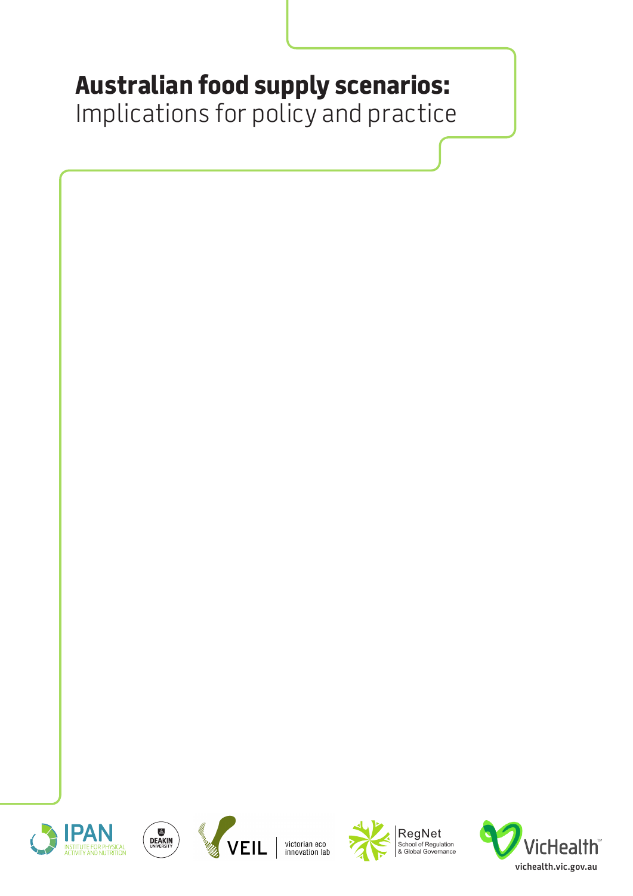# Australian food supply scenarios:

Implications for policy and practice

IPAN INSTITUTE FOR PHYSICAL ACTIVITY AND NUTRITION

DEAKIN UNIVERSITY

VEIL victorian eco innovation lab

RegNet School of Regulation & Global Governance

VicHealth

vichealth.vic.gov.au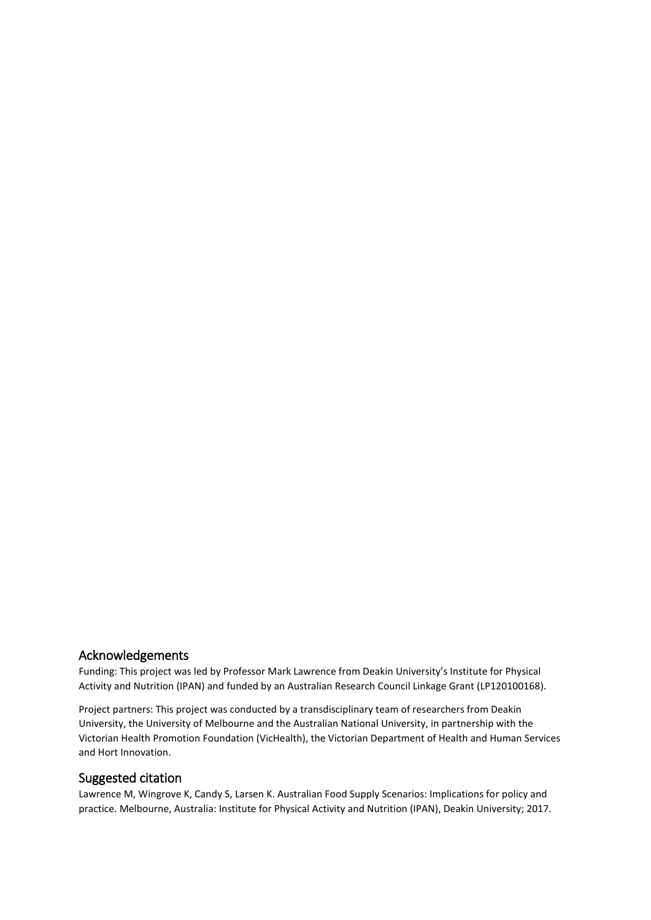## Acknowledgements

Funding: This project was led by Professor Mark Lawrence from Deakin University's Institute for Physical Activity and Nutrition (IPAN) and funded by an Australian Research Council Linkage Grant (LP120100168).

Project partners: This project was conducted by a transdisciplinary team of researchers from Deakin University, the University of Melbourne and the Australian National University, in partnership with the Victorian Health Promotion Foundation (VicHealth), the Victorian Department of Health and Human Services and Hort Innovation.

## Suggested citation

Lawrence M, Wingrove K, Candy S, Larsen K. Australian Food Supply Scenarios: Implications for policy and practice. Melbourne, Australia: Institute for Physical Activity and Nutrition (IPAN), Deakin University; 2017.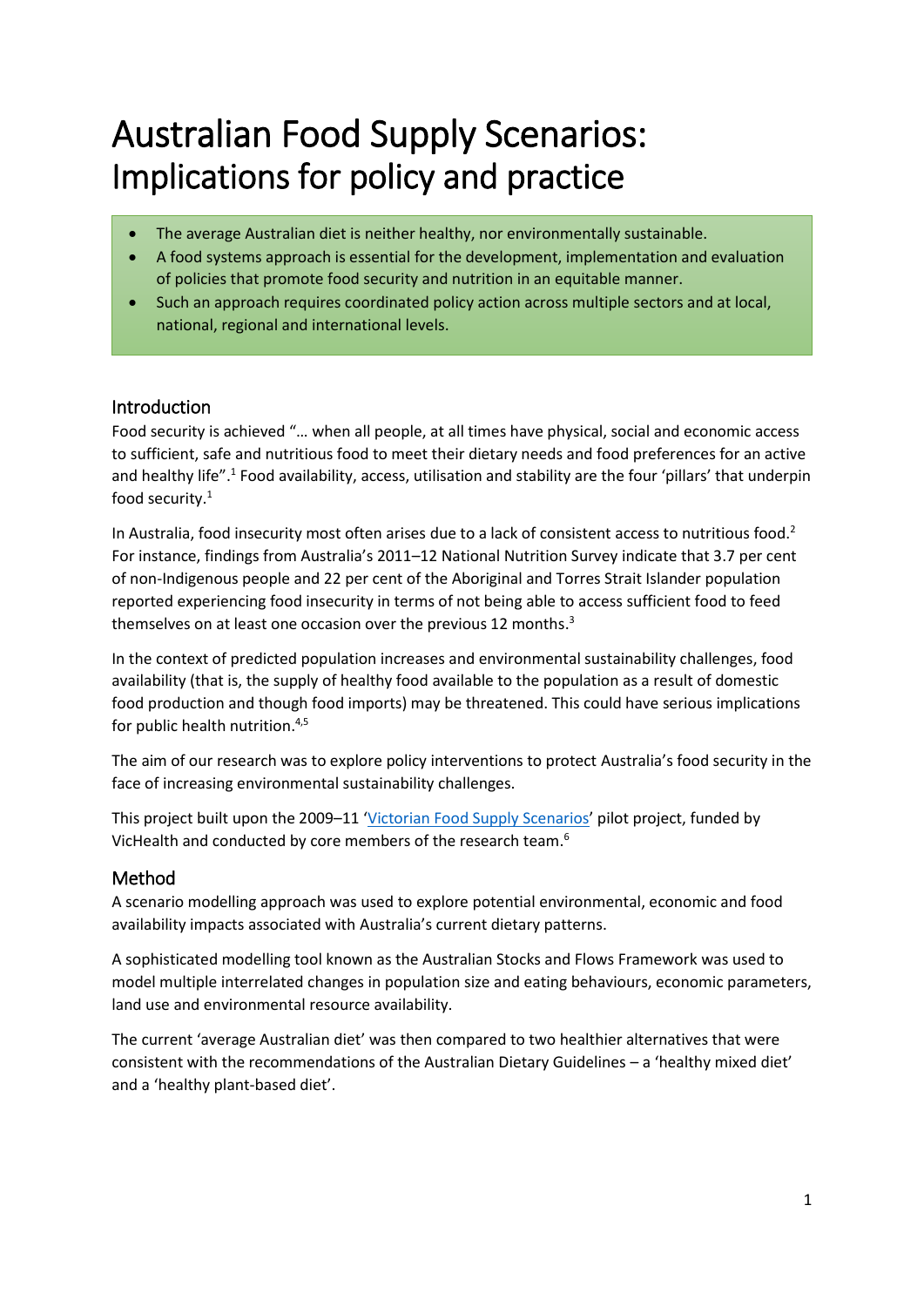# Australian Food Supply Scenarios: Implications for policy and practice

- The average Australian diet is neither healthy, nor environmentally sustainable.
- A food systems approach is essential for the development, implementation and evaluation of policies that promote food security and nutrition in an equitable manner.
- Such an approach requires coordinated policy action across multiple sectors and at local, national, regional and international levels.

## Introduction

Food security is achieved "… when all people, at all times have physical, social and economic access to sufficient, safe and nutritious food to meet their dietary needs and food preferences for an active and healthy life".[1] Food availability, access, utilisation and stability are the four 'pillars' that underpin food security.[1]

In Australia, food insecurity most often arises due to a lack of consistent access to nutritious food.[2] For instance, findings from Australia's 2011–12 National Nutrition Survey indicate that 3.7 per cent of non-Indigenous people and 22 per cent of the Aboriginal and Torres Strait Islander population reported experiencing food insecurity in terms of not being able to access sufficient food to feed themselves on at least one occasion over the previous 12 months.[3]

In the context of predicted population increases and environmental sustainability challenges, food availability (that is, the supply of healthy food available to the population as a result of domestic food production and though food imports) may be threatened. This could have serious implications for public health nutrition.[4,5]

The aim of our research was to explore policy interventions to protect Australia's food security in the face of increasing environmental sustainability challenges.

This project built upon the 2009–11 'Victorian Food Supply Scenarios' pilot project, funded by VicHealth and conducted by core members of the research team.[6]

## Method

A scenario modelling approach was used to explore potential environmental, economic and food availability impacts associated with Australia's current dietary patterns.

A sophisticated modelling tool known as the Australian Stocks and Flows Framework was used to model multiple interrelated changes in population size and eating behaviours, economic parameters, land use and environmental resource availability.

The current 'average Australian diet' was then compared to two healthier alternatives that were consistent with the recommendations of the Australian Dietary Guidelines – a 'healthy mixed diet' and a 'healthy plant-based diet'.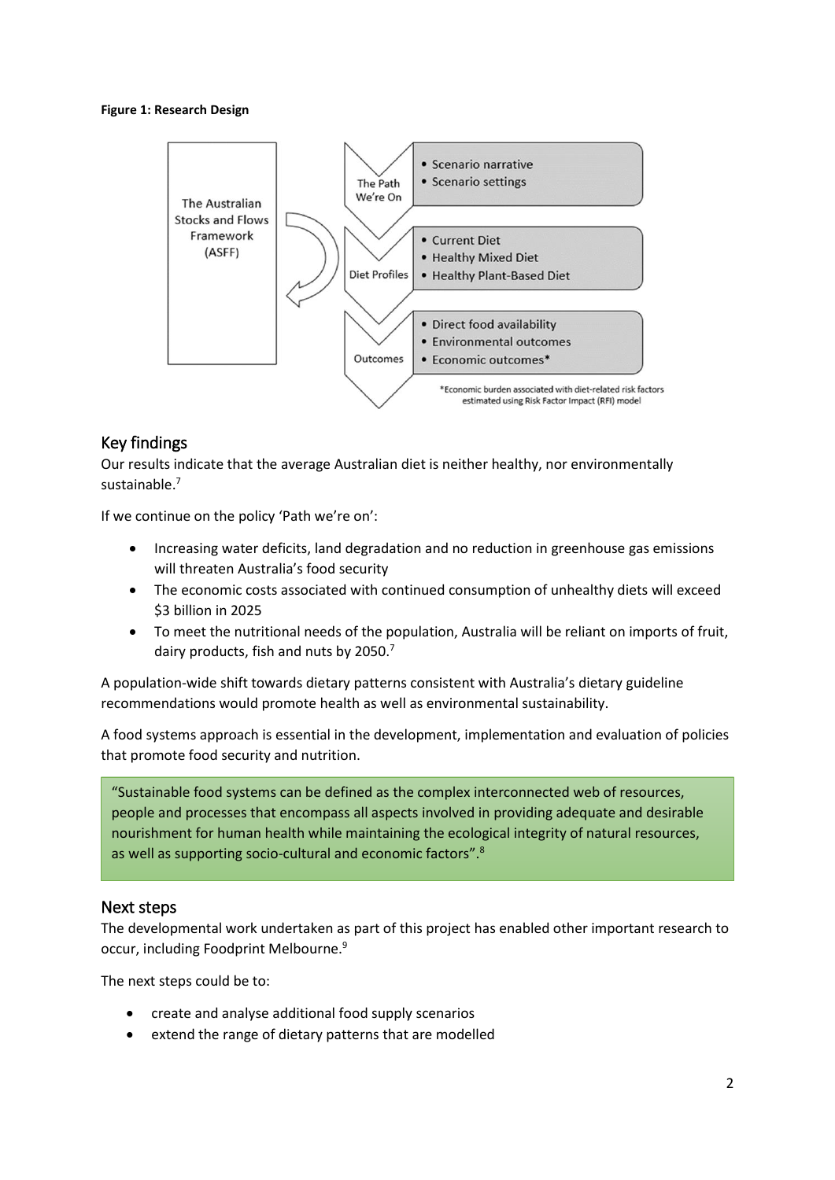**Figure 1: Research Design**

The Australian Stocks and Flows Framework (ASFF)

The Path We're On
- Scenario narrative
- Scenario settings

Diet Profiles
- Current Diet
- Healthy Mixed Diet
- Healthy Plant-Based Diet

Outcomes
- Direct food availability
- Environmental outcomes
- Economic outcomes*

*Economic burden associated with diet-related risk factors estimated using Risk Factor Impact (RFI) model

## Key findings

Our results indicate that the average Australian diet is neither healthy, nor environmentally sustainable.[7]

If we continue on the policy 'Path we're on':

- Increasing water deficits, land degradation and no reduction in greenhouse gas emissions will threaten Australia's food security
- The economic costs associated with continued consumption of unhealthy diets will exceed $3 billion in 2025
- To meet the nutritional needs of the population, Australia will be reliant on imports of fruit, dairy products, fish and nuts by 2050.[7]

A population-wide shift towards dietary patterns consistent with Australia's dietary guideline recommendations would promote health as well as environmental sustainability.

A food systems approach is essential in the development, implementation and evaluation of policies that promote food security and nutrition.

> "Sustainable food systems can be defined as the complex interconnected web of resources, people and processes that encompass all aspects involved in providing adequate and desirable nourishment for human health while maintaining the ecological integrity of natural resources, as well as supporting socio-cultural and economic factors".[8]

## Next steps

The developmental work undertaken as part of this project has enabled other important research to occur, including Foodprint Melbourne.[9]

The next steps could be to:

- create and analyse additional food supply scenarios
- extend the range of dietary patterns that are modelled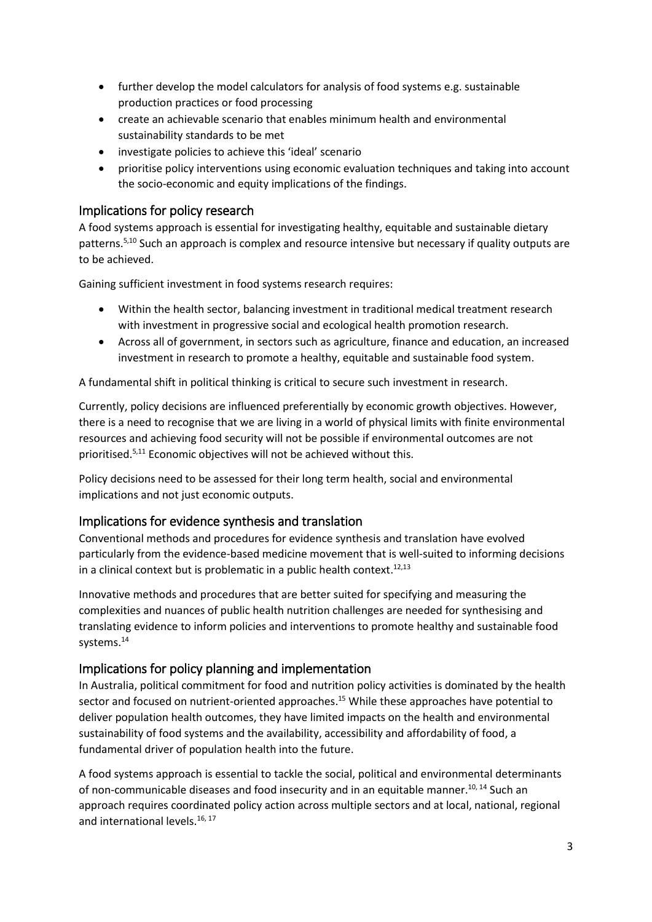- further develop the model calculators for analysis of food systems e.g. sustainable production practices or food processing
- create an achievable scenario that enables minimum health and environmental sustainability standards to be met
- investigate policies to achieve this 'ideal' scenario
- prioritise policy interventions using economic evaluation techniques and taking into account the socio-economic and equity implications of the findings.

## Implications for policy research

A food systems approach is essential for investigating healthy, equitable and sustainable dietary patterns.[5,10] Such an approach is complex and resource intensive but necessary if quality outputs are to be achieved.

Gaining sufficient investment in food systems research requires:

- Within the health sector, balancing investment in traditional medical treatment research with investment in progressive social and ecological health promotion research.
- Across all of government, in sectors such as agriculture, finance and education, an increased investment in research to promote a healthy, equitable and sustainable food system.

A fundamental shift in political thinking is critical to secure such investment in research.

Currently, policy decisions are influenced preferentially by economic growth objectives. However, there is a need to recognise that we are living in a world of physical limits with finite environmental resources and achieving food security will not be possible if environmental outcomes are not prioritised.[5,11] Economic objectives will not be achieved without this.

Policy decisions need to be assessed for their long term health, social and environmental implications and not just economic outputs.

## Implications for evidence synthesis and translation

Conventional methods and procedures for evidence synthesis and translation have evolved particularly from the evidence-based medicine movement that is well-suited to informing decisions in a clinical context but is problematic in a public health context.[12,13]

Innovative methods and procedures that are better suited for specifying and measuring the complexities and nuances of public health nutrition challenges are needed for synthesising and translating evidence to inform policies and interventions to promote healthy and sustainable food systems.[14]

## Implications for policy planning and implementation

In Australia, political commitment for food and nutrition policy activities is dominated by the health sector and focused on nutrient-oriented approaches.[15] While these approaches have potential to deliver population health outcomes, they have limited impacts on the health and environmental sustainability of food systems and the availability, accessibility and affordability of food, a fundamental driver of population health into the future.

A food systems approach is essential to tackle the social, political and environmental determinants of non-communicable diseases and food insecurity and in an equitable manner.[10, 14] Such an approach requires coordinated policy action across multiple sectors and at local, national, regional and international levels.[16, 17]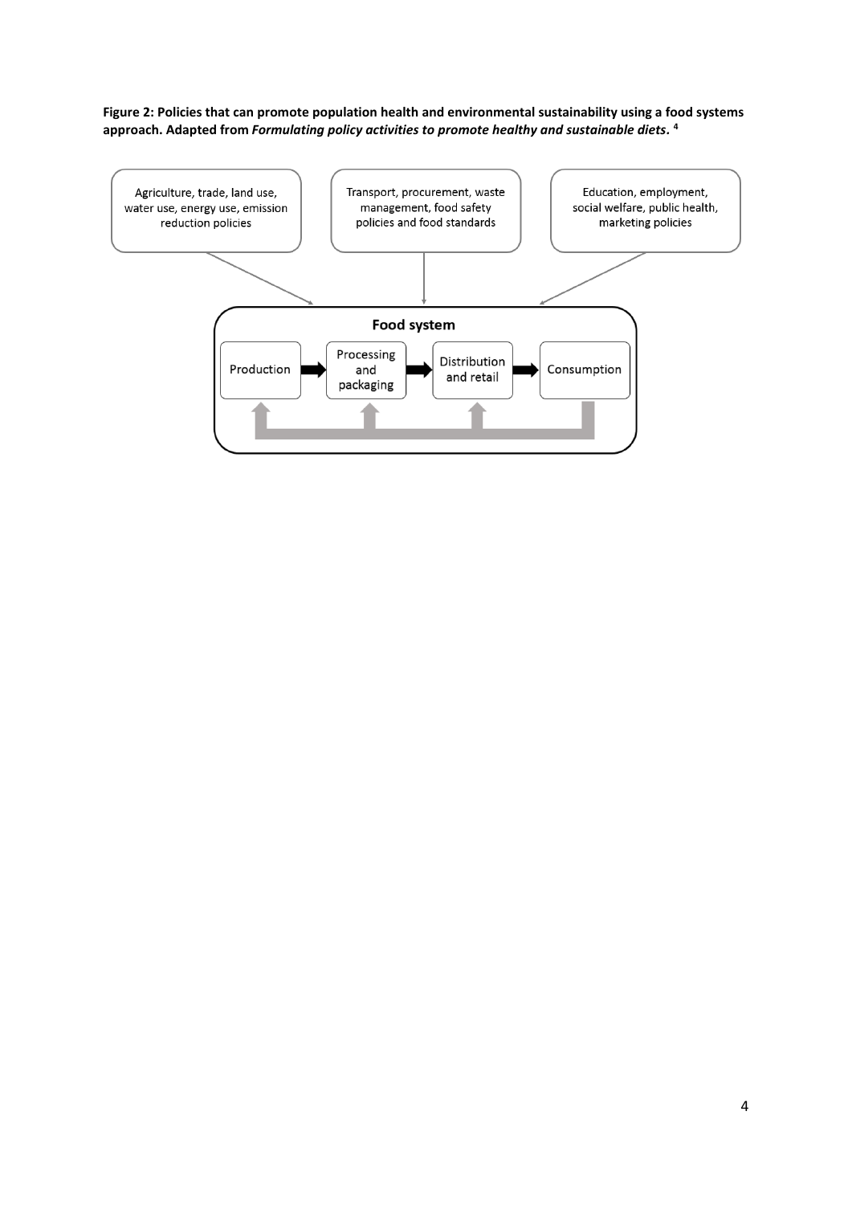**Figure 2: Policies that can promote population health and environmental sustainability using a food systems approach. Adapted from *Formulating policy activities to promote healthy and sustainable diets*. [4]**

Agriculture, trade, land use, water use, energy use, emission reduction policies

Transport, procurement, waste management, food safety policies and food standards

Education, employment, social welfare, public health, marketing policies

**Food system**

Production → Processing and packaging → Distribution and retail → Consumption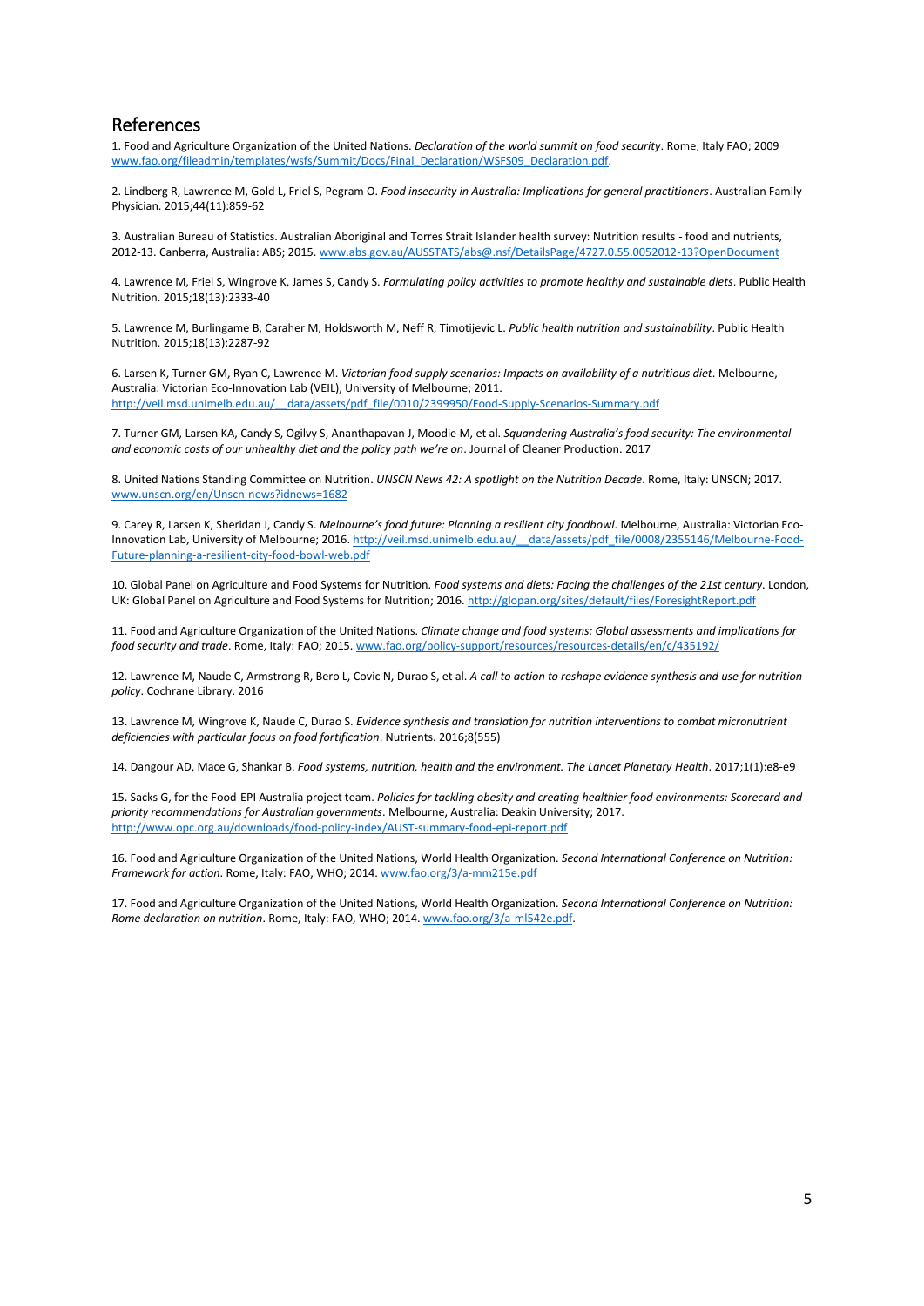## References

1. Food and Agriculture Organization of the United Nations. *Declaration of the world summit on food security*. Rome, Italy FAO; 2009 www.fao.org/fileadmin/templates/wsfs/Summit/Docs/Final_Declaration/WSFS09_Declaration.pdf.

2. Lindberg R, Lawrence M, Gold L, Friel S, Pegram O. *Food insecurity in Australia: Implications for general practitioners*. Australian Family Physician. 2015;44(11):859-62

3. Australian Bureau of Statistics. Australian Aboriginal and Torres Strait Islander health survey: Nutrition results - food and nutrients, 2012-13. Canberra, Australia: ABS; 2015. www.abs.gov.au/AUSSTATS/abs@.nsf/DetailsPage/4727.0.55.0052012-13?OpenDocument

4. Lawrence M, Friel S, Wingrove K, James S, Candy S. *Formulating policy activities to promote healthy and sustainable diets*. Public Health Nutrition. 2015;18(13):2333-40

5. Lawrence M, Burlingame B, Caraher M, Holdsworth M, Neff R, Timotijevic L. *Public health nutrition and sustainability*. Public Health Nutrition. 2015;18(13):2287-92

6. Larsen K, Turner GM, Ryan C, Lawrence M. *Victorian food supply scenarios: Impacts on availability of a nutritious diet*. Melbourne, Australia: Victorian Eco-Innovation Lab (VEIL), University of Melbourne; 2011. http://veil.msd.unimelb.edu.au/__data/assets/pdf_file/0010/2399950/Food-Supply-Scenarios-Summary.pdf

7. Turner GM, Larsen KA, Candy S, Ogilvy S, Ananthapavan J, Moodie M, et al. *Squandering Australia's food security: The environmental and economic costs of our unhealthy diet and the policy path we're on*. Journal of Cleaner Production. 2017

8. United Nations Standing Committee on Nutrition. *UNSCN News 42: A spotlight on the Nutrition Decade*. Rome, Italy: UNSCN; 2017. www.unscn.org/en/Unscn-news?idnews=1682

9. Carey R, Larsen K, Sheridan J, Candy S. *Melbourne's food future: Planning a resilient city foodbowl*. Melbourne, Australia: Victorian Eco-Innovation Lab, University of Melbourne; 2016. http://veil.msd.unimelb.edu.au/__data/assets/pdf_file/0008/2355146/Melbourne-Food-Future-planning-a-resilient-city-food-bowl-web.pdf

10. Global Panel on Agriculture and Food Systems for Nutrition. *Food systems and diets: Facing the challenges of the 21st century*. London, UK: Global Panel on Agriculture and Food Systems for Nutrition; 2016. http://glopan.org/sites/default/files/ForesightReport.pdf

11. Food and Agriculture Organization of the United Nations. *Climate change and food systems: Global assessments and implications for food security and trade*. Rome, Italy: FAO; 2015. www.fao.org/policy-support/resources/resources-details/en/c/435192/

12. Lawrence M, Naude C, Armstrong R, Bero L, Covic N, Durao S, et al. *A call to action to reshape evidence synthesis and use for nutrition policy*. Cochrane Library. 2016

13. Lawrence M, Wingrove K, Naude C, Durao S. *Evidence synthesis and translation for nutrition interventions to combat micronutrient deficiencies with particular focus on food fortification*. Nutrients. 2016;8(555)

14. Dangour AD, Mace G, Shankar B. *Food systems, nutrition, health and the environment. The Lancet Planetary Health*. 2017;1(1):e8-e9

15. Sacks G, for the Food-EPI Australia project team. *Policies for tackling obesity and creating healthier food environments: Scorecard and priority recommendations for Australian governments*. Melbourne, Australia: Deakin University; 2017. http://www.opc.org.au/downloads/food-policy-index/AUST-summary-food-epi-report.pdf

16. Food and Agriculture Organization of the United Nations, World Health Organization. *Second International Conference on Nutrition: Framework for action*. Rome, Italy: FAO, WHO; 2014. www.fao.org/3/a-mm215e.pdf

17. Food and Agriculture Organization of the United Nations, World Health Organization. *Second International Conference on Nutrition: Rome declaration on nutrition*. Rome, Italy: FAO, WHO; 2014. www.fao.org/3/a-ml542e.pdf.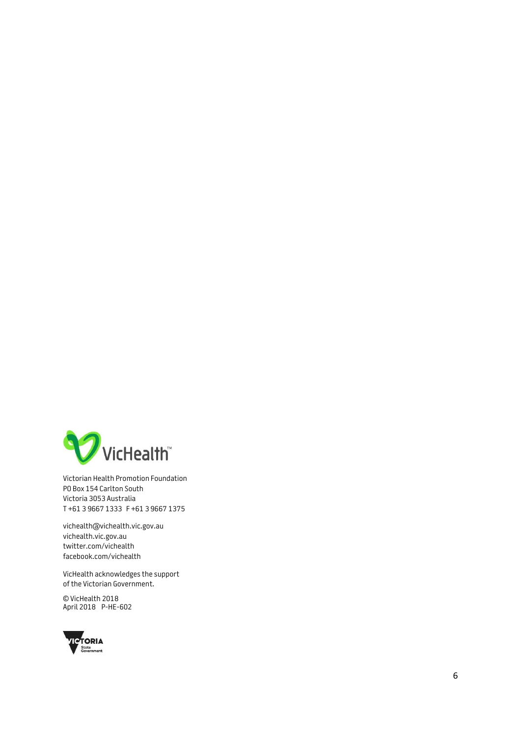Victorian Health Promotion Foundation
PO Box 154 Carlton South
Victoria 3053 Australia
T +61 3 9667 1333 F +61 3 9667 1375

vichealth@vichealth.vic.gov.au
vichealth.vic.gov.au
twitter.com/vichealth
facebook.com/vichealth

VicHealth acknowledges the support of the Victorian Government.

© VicHealth 2018
April 2018 P-HE-602